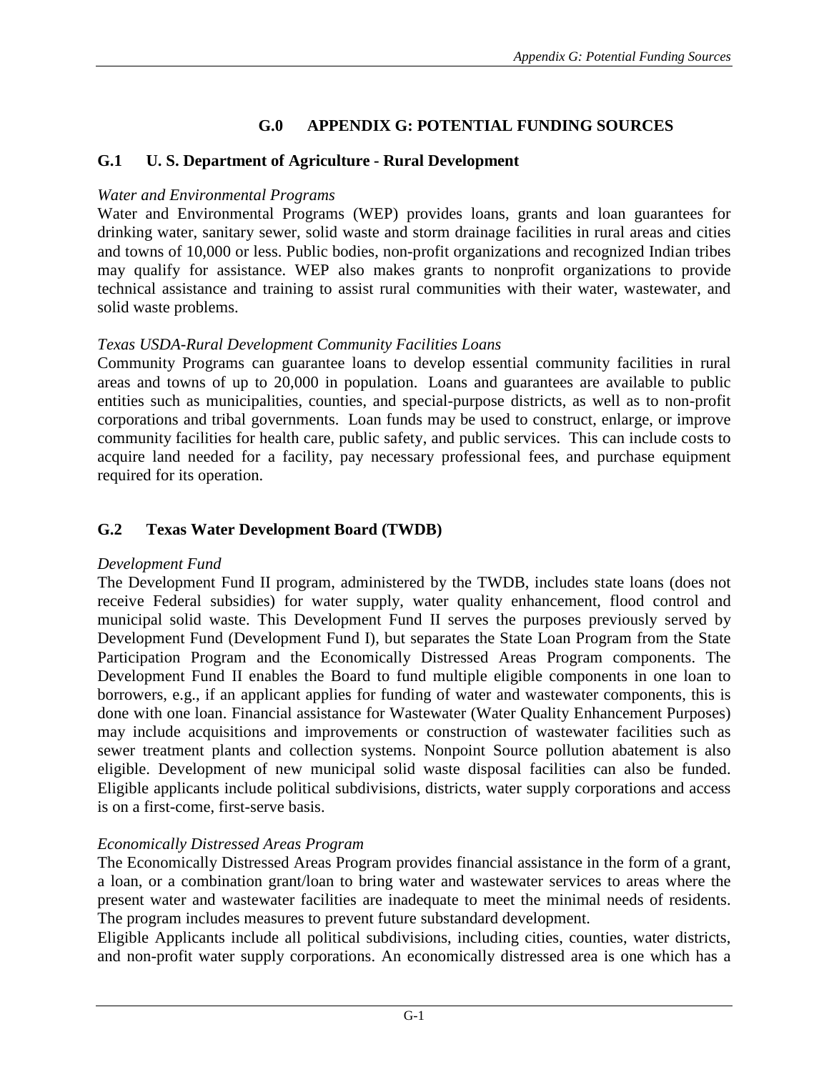# G.0 APPENDIX G: POTENTIAL FUNDING SOURCES

## G.1 U. S. Department of Agriculture - Rural Development

*Water and Environmental Programs*

Water and Environmental Programs (WEP) provides loans, grants and loan guarantees for drinking water, sanitary sewer, solid waste and storm drainage facilities in rural areas and cities and towns of 10,000 or less. Public bodies, non-profit organizations and recognized Indian tribes may qualify for assistance. WEP also makes grants to nonprofit organizations to provide technical assistance and training to assist rural communities with their water, wastewater, and solid waste problems.

*Texas USDA-Rural Development Community Facilities Loans*

Community Programs can guarantee loans to develop essential community facilities in rural areas and towns of up to 20,000 in population. Loans and guarantees are available to public entities such as municipalities, counties, and special-purpose districts, as well as to non-profit corporations and tribal governments. Loan funds may be used to construct, enlarge, or improve community facilities for health care, public safety, and public services. This can include costs to acquire land needed for a facility, pay necessary professional fees, and purchase equipment required for its operation.

## G.2 Texas Water Development Board (TWDB)

*Development Fund*

The Development Fund II program, administered by the TWDB, includes state loans (does not receive Federal subsidies) for water supply, water quality enhancement, flood control and municipal solid waste. This Development Fund II serves the purposes previously served by Development Fund (Development Fund I), but separates the State Loan Program from the State Participation Program and the Economically Distressed Areas Program components. The Development Fund II enables the Board to fund multiple eligible components in one loan to borrowers, e.g., if an applicant applies for funding of water and wastewater components, this is done with one loan. Financial assistance for Wastewater (Water Quality Enhancement Purposes) may include acquisitions and improvements or construction of wastewater facilities such as sewer treatment plants and collection systems. Nonpoint Source pollution abatement is also eligible. Development of new municipal solid waste disposal facilities can also be funded. Eligible applicants include political subdivisions, districts, water supply corporations and access is on a first-come, first-serve basis.

*Economically Distressed Areas Program*

The Economically Distressed Areas Program provides financial assistance in the form of a grant, a loan, or a combination grant/loan to bring water and wastewater services to areas where the present water and wastewater facilities are inadequate to meet the minimal needs of residents. The program includes measures to prevent future substandard development.

Eligible Applicants include all political subdivisions, including cities, counties, water districts, and non-profit water supply corporations. An economically distressed area is one which has a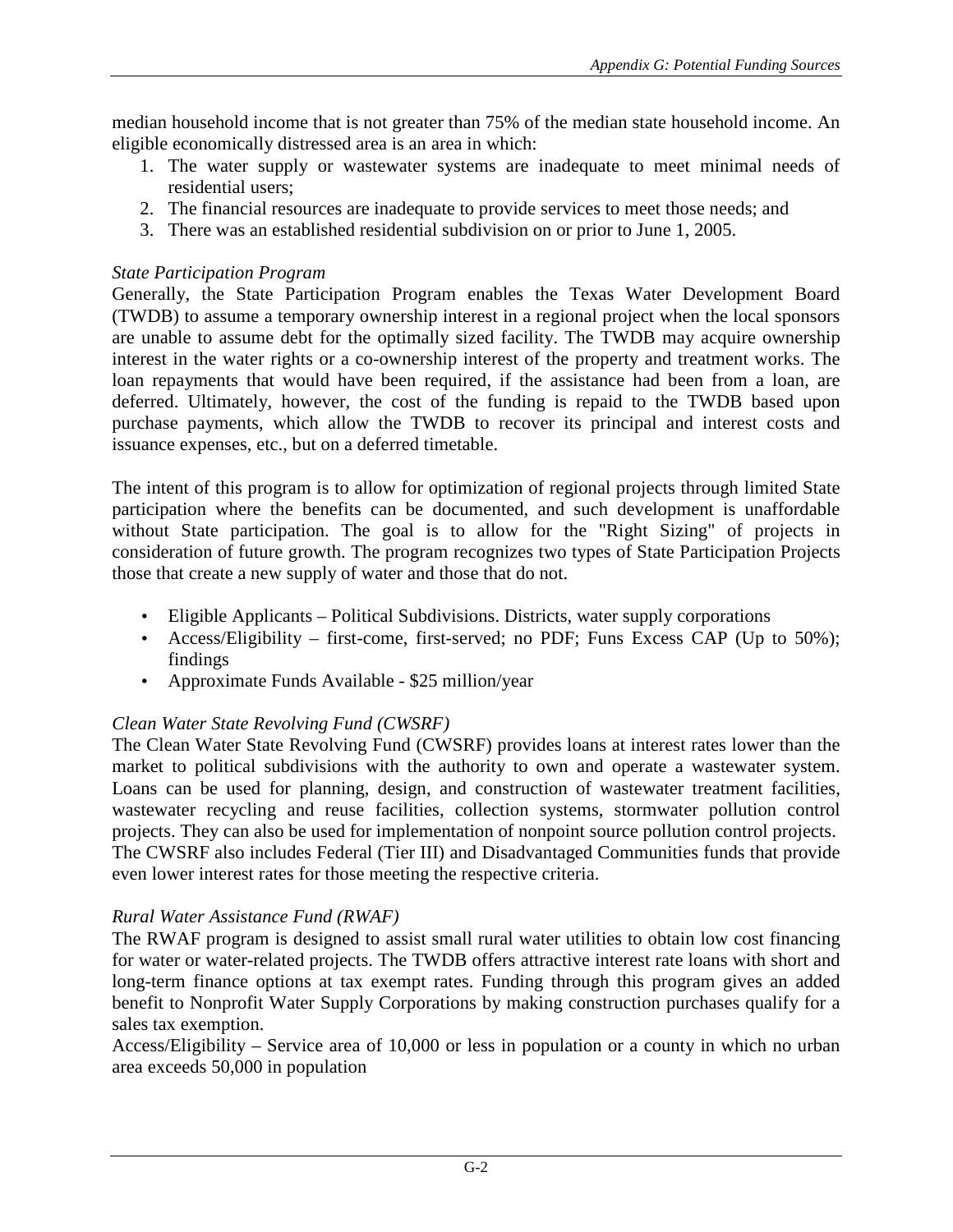median household income that is not greater than 75% of the median state household income. An eligible economically distressed area is an area in which:

1. The water supply or wastewater systems are inadequate to meet minimal needs of residential users;
2. The financial resources are inadequate to provide services to meet those needs; and
3. There was an established residential subdivision on or prior to June 1, 2005.

*State Participation Program*

Generally, the State Participation Program enables the Texas Water Development Board (TWDB) to assume a temporary ownership interest in a regional project when the local sponsors are unable to assume debt for the optimally sized facility. The TWDB may acquire ownership interest in the water rights or a co-ownership interest of the property and treatment works. The loan repayments that would have been required, if the assistance had been from a loan, are deferred. Ultimately, however, the cost of the funding is repaid to the TWDB based upon purchase payments, which allow the TWDB to recover its principal and interest costs and issuance expenses, etc., but on a deferred timetable.

The intent of this program is to allow for optimization of regional projects through limited State participation where the benefits can be documented, and such development is unaffordable without State participation. The goal is to allow for the "Right Sizing" of projects in consideration of future growth. The program recognizes two types of State Participation Projects those that create a new supply of water and those that do not.

- Eligible Applicants – Political Subdivisions. Districts, water supply corporations
- Access/Eligibility – first-come, first-served; no PDF; Funs Excess CAP (Up to 50%); findings
- Approximate Funds Available - $25 million/year

*Clean Water State Revolving Fund (CWSRF)*

The Clean Water State Revolving Fund (CWSRF) provides loans at interest rates lower than the market to political subdivisions with the authority to own and operate a wastewater system. Loans can be used for planning, design, and construction of wastewater treatment facilities, wastewater recycling and reuse facilities, collection systems, stormwater pollution control projects. They can also be used for implementation of nonpoint source pollution control projects. The CWSRF also includes Federal (Tier III) and Disadvantaged Communities funds that provide even lower interest rates for those meeting the respective criteria.

*Rural Water Assistance Fund (RWAF)*

The RWAF program is designed to assist small rural water utilities to obtain low cost financing for water or water-related projects. The TWDB offers attractive interest rate loans with short and long-term finance options at tax exempt rates. Funding through this program gives an added benefit to Nonprofit Water Supply Corporations by making construction purchases qualify for a sales tax exemption.

Access/Eligibility – Service area of 10,000 or less in population or a county in which no urban area exceeds 50,000 in population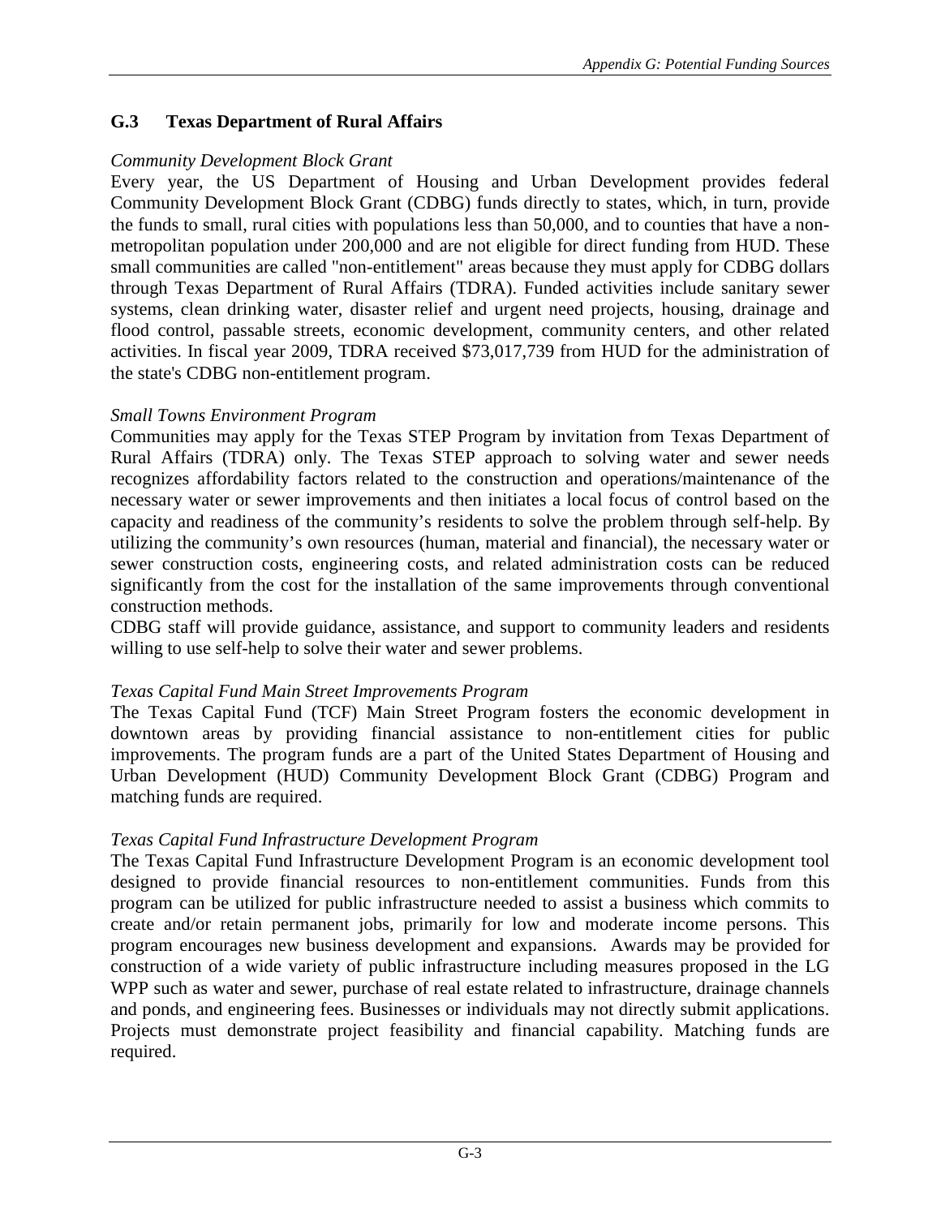## G.3 Texas Department of Rural Affairs

*Community Development Block Grant*

Every year, the US Department of Housing and Urban Development provides federal Community Development Block Grant (CDBG) funds directly to states, which, in turn, provide the funds to small, rural cities with populations less than 50,000, and to counties that have a non-metropolitan population under 200,000 and are not eligible for direct funding from HUD. These small communities are called "non-entitlement" areas because they must apply for CDBG dollars through Texas Department of Rural Affairs (TDRA). Funded activities include sanitary sewer systems, clean drinking water, disaster relief and urgent need projects, housing, drainage and flood control, passable streets, economic development, community centers, and other related activities. In fiscal year 2009, TDRA received $73,017,739 from HUD for the administration of the state's CDBG non-entitlement program.

*Small Towns Environment Program*

Communities may apply for the Texas STEP Program by invitation from Texas Department of Rural Affairs (TDRA) only. The Texas STEP approach to solving water and sewer needs recognizes affordability factors related to the construction and operations/maintenance of the necessary water or sewer improvements and then initiates a local focus of control based on the capacity and readiness of the community's residents to solve the problem through self-help. By utilizing the community's own resources (human, material and financial), the necessary water or sewer construction costs, engineering costs, and related administration costs can be reduced significantly from the cost for the installation of the same improvements through conventional construction methods.

CDBG staff will provide guidance, assistance, and support to community leaders and residents willing to use self-help to solve their water and sewer problems.

*Texas Capital Fund Main Street Improvements Program*

The Texas Capital Fund (TCF) Main Street Program fosters the economic development in downtown areas by providing financial assistance to non-entitlement cities for public improvements. The program funds are a part of the United States Department of Housing and Urban Development (HUD) Community Development Block Grant (CDBG) Program and matching funds are required.

*Texas Capital Fund Infrastructure Development Program*

The Texas Capital Fund Infrastructure Development Program is an economic development tool designed to provide financial resources to non-entitlement communities. Funds from this program can be utilized for public infrastructure needed to assist a business which commits to create and/or retain permanent jobs, primarily for low and moderate income persons. This program encourages new business development and expansions. Awards may be provided for construction of a wide variety of public infrastructure including measures proposed in the LG WPP such as water and sewer, purchase of real estate related to infrastructure, drainage channels and ponds, and engineering fees. Businesses or individuals may not directly submit applications. Projects must demonstrate project feasibility and financial capability. Matching funds are required.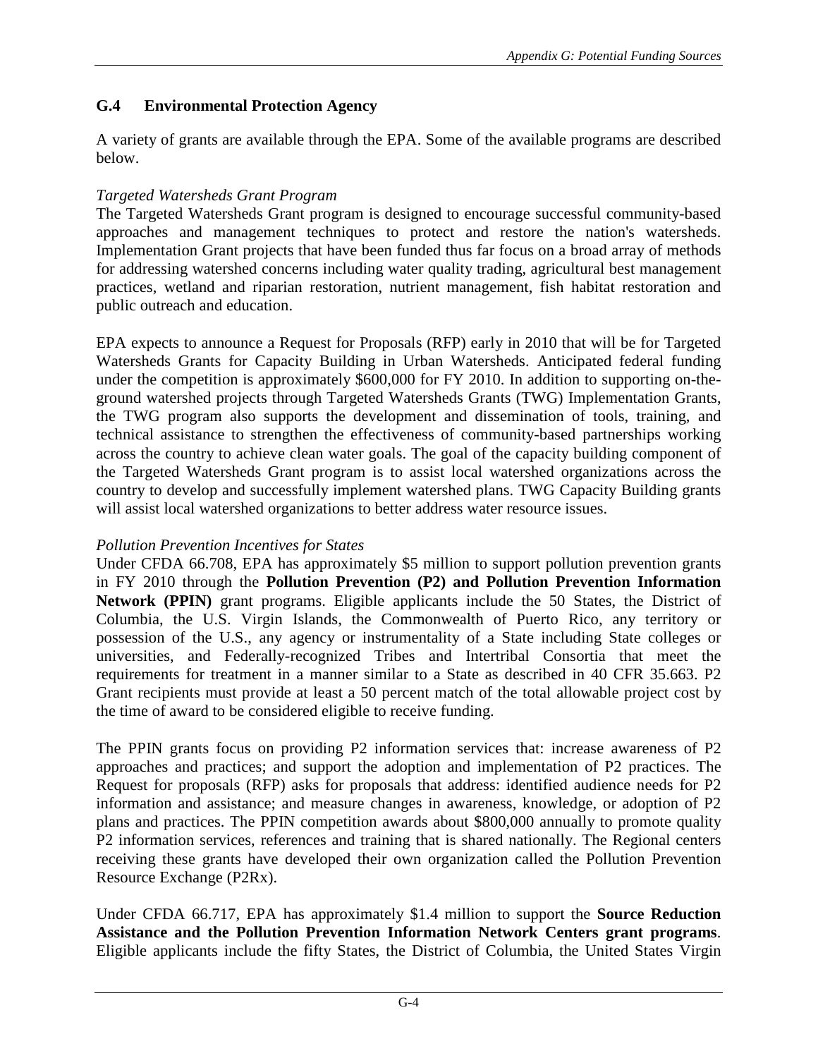## G.4 Environmental Protection Agency

A variety of grants are available through the EPA. Some of the available programs are described below.

*Targeted Watersheds Grant Program*

The Targeted Watersheds Grant program is designed to encourage successful community-based approaches and management techniques to protect and restore the nation's watersheds. Implementation Grant projects that have been funded thus far focus on a broad array of methods for addressing watershed concerns including water quality trading, agricultural best management practices, wetland and riparian restoration, nutrient management, fish habitat restoration and public outreach and education.

EPA expects to announce a Request for Proposals (RFP) early in 2010 that will be for Targeted Watersheds Grants for Capacity Building in Urban Watersheds. Anticipated federal funding under the competition is approximately $600,000 for FY 2010. In addition to supporting on-the-ground watershed projects through Targeted Watersheds Grants (TWG) Implementation Grants, the TWG program also supports the development and dissemination of tools, training, and technical assistance to strengthen the effectiveness of community-based partnerships working across the country to achieve clean water goals. The goal of the capacity building component of the Targeted Watersheds Grant program is to assist local watershed organizations across the country to develop and successfully implement watershed plans. TWG Capacity Building grants will assist local watershed organizations to better address water resource issues.

*Pollution Prevention Incentives for States*

Under CFDA 66.708, EPA has approximately $5 million to support pollution prevention grants in FY 2010 through the **Pollution Prevention (P2) and Pollution Prevention Information Network (PPIN)** grant programs. Eligible applicants include the 50 States, the District of Columbia, the U.S. Virgin Islands, the Commonwealth of Puerto Rico, any territory or possession of the U.S., any agency or instrumentality of a State including State colleges or universities, and Federally-recognized Tribes and Intertribal Consortia that meet the requirements for treatment in a manner similar to a State as described in 40 CFR 35.663. P2 Grant recipients must provide at least a 50 percent match of the total allowable project cost by the time of award to be considered eligible to receive funding.

The PPIN grants focus on providing P2 information services that: increase awareness of P2 approaches and practices; and support the adoption and implementation of P2 practices. The Request for proposals (RFP) asks for proposals that address: identified audience needs for P2 information and assistance; and measure changes in awareness, knowledge, or adoption of P2 plans and practices. The PPIN competition awards about $800,000 annually to promote quality P2 information services, references and training that is shared nationally. The Regional centers receiving these grants have developed their own organization called the Pollution Prevention Resource Exchange (P2Rx).

Under CFDA 66.717, EPA has approximately $1.4 million to support the **Source Reduction Assistance and the Pollution Prevention Information Network Centers grant programs**. Eligible applicants include the fifty States, the District of Columbia, the United States Virgin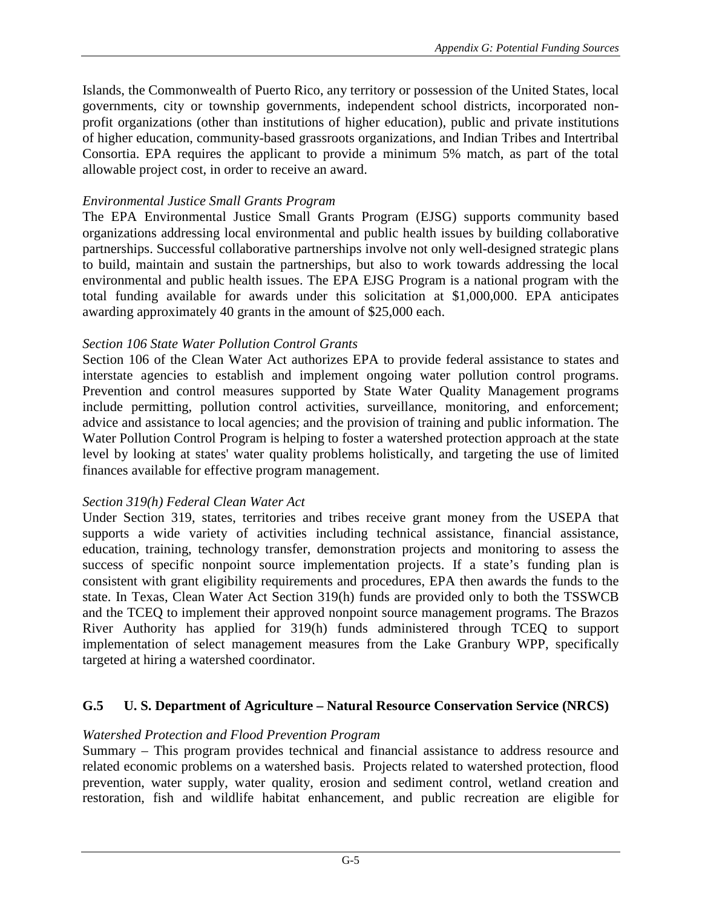Islands, the Commonwealth of Puerto Rico, any territory or possession of the United States, local governments, city or township governments, independent school districts, incorporated non-profit organizations (other than institutions of higher education), public and private institutions of higher education, community-based grassroots organizations, and Indian Tribes and Intertribal Consortia. EPA requires the applicant to provide a minimum 5% match, as part of the total allowable project cost, in order to receive an award.

*Environmental Justice Small Grants Program*

The EPA Environmental Justice Small Grants Program (EJSG) supports community based organizations addressing local environmental and public health issues by building collaborative partnerships. Successful collaborative partnerships involve not only well-designed strategic plans to build, maintain and sustain the partnerships, but also to work towards addressing the local environmental and public health issues. The EPA EJSG Program is a national program with the total funding available for awards under this solicitation at $1,000,000. EPA anticipates awarding approximately 40 grants in the amount of $25,000 each.

*Section 106 State Water Pollution Control Grants*

Section 106 of the Clean Water Act authorizes EPA to provide federal assistance to states and interstate agencies to establish and implement ongoing water pollution control programs. Prevention and control measures supported by State Water Quality Management programs include permitting, pollution control activities, surveillance, monitoring, and enforcement; advice and assistance to local agencies; and the provision of training and public information. The Water Pollution Control Program is helping to foster a watershed protection approach at the state level by looking at states' water quality problems holistically, and targeting the use of limited finances available for effective program management.

*Section 319(h) Federal Clean Water Act*

Under Section 319, states, territories and tribes receive grant money from the USEPA that supports a wide variety of activities including technical assistance, financial assistance, education, training, technology transfer, demonstration projects and monitoring to assess the success of specific nonpoint source implementation projects. If a state's funding plan is consistent with grant eligibility requirements and procedures, EPA then awards the funds to the state. In Texas, Clean Water Act Section 319(h) funds are provided only to both the TSSWCB and the TCEQ to implement their approved nonpoint source management programs. The Brazos River Authority has applied for 319(h) funds administered through TCEQ to support implementation of select management measures from the Lake Granbury WPP, specifically targeted at hiring a watershed coordinator.

## G.5 U. S. Department of Agriculture – Natural Resource Conservation Service (NRCS)

*Watershed Protection and Flood Prevention Program*

Summary – This program provides technical and financial assistance to address resource and related economic problems on a watershed basis. Projects related to watershed protection, flood prevention, water supply, water quality, erosion and sediment control, wetland creation and restoration, fish and wildlife habitat enhancement, and public recreation are eligible for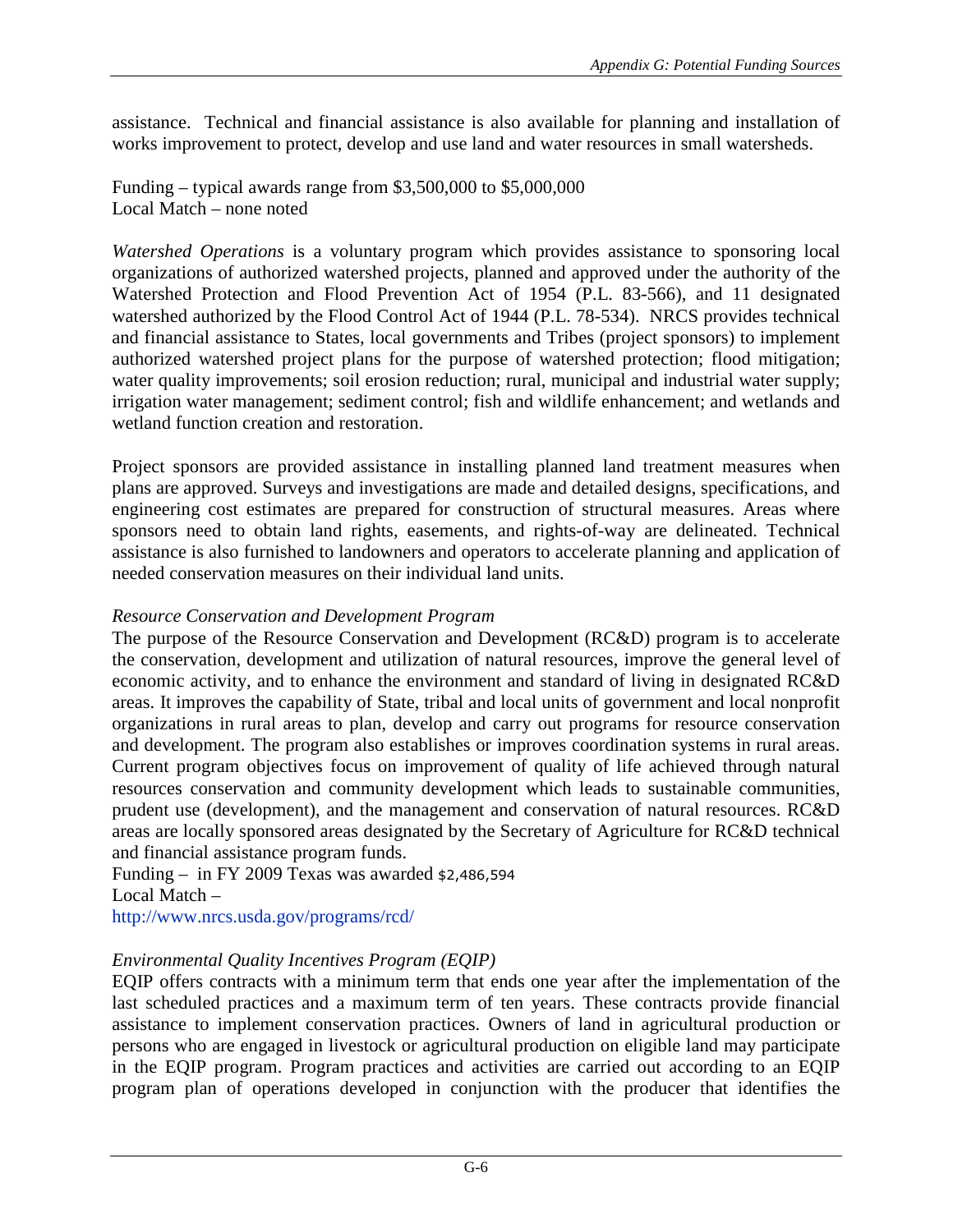assistance. Technical and financial assistance is also available for planning and installation of works improvement to protect, develop and use land and water resources in small watersheds.

Funding – typical awards range from $3,500,000 to $5,000,000
Local Match – none noted

*Watershed Operations* is a voluntary program which provides assistance to sponsoring local organizations of authorized watershed projects, planned and approved under the authority of the Watershed Protection and Flood Prevention Act of 1954 (P.L. 83-566), and 11 designated watershed authorized by the Flood Control Act of 1944 (P.L. 78-534). NRCS provides technical and financial assistance to States, local governments and Tribes (project sponsors) to implement authorized watershed project plans for the purpose of watershed protection; flood mitigation; water quality improvements; soil erosion reduction; rural, municipal and industrial water supply; irrigation water management; sediment control; fish and wildlife enhancement; and wetlands and wetland function creation and restoration.

Project sponsors are provided assistance in installing planned land treatment measures when plans are approved. Surveys and investigations are made and detailed designs, specifications, and engineering cost estimates are prepared for construction of structural measures. Areas where sponsors need to obtain land rights, easements, and rights-of-way are delineated. Technical assistance is also furnished to landowners and operators to accelerate planning and application of needed conservation measures on their individual land units.

*Resource Conservation and Development Program*

The purpose of the Resource Conservation and Development (RC&D) program is to accelerate the conservation, development and utilization of natural resources, improve the general level of economic activity, and to enhance the environment and standard of living in designated RC&D areas. It improves the capability of State, tribal and local units of government and local nonprofit organizations in rural areas to plan, develop and carry out programs for resource conservation and development. The program also establishes or improves coordination systems in rural areas. Current program objectives focus on improvement of quality of life achieved through natural resources conservation and community development which leads to sustainable communities, prudent use (development), and the management and conservation of natural resources. RC&D areas are locally sponsored areas designated by the Secretary of Agriculture for RC&D technical and financial assistance program funds.

Funding – in FY 2009 Texas was awarded $2,486,594
Local Match –
http://www.nrcs.usda.gov/programs/rcd/

*Environmental Quality Incentives Program (EQIP)*

EQIP offers contracts with a minimum term that ends one year after the implementation of the last scheduled practices and a maximum term of ten years. These contracts provide financial assistance to implement conservation practices. Owners of land in agricultural production or persons who are engaged in livestock or agricultural production on eligible land may participate in the EQIP program. Program practices and activities are carried out according to an EQIP program plan of operations developed in conjunction with the producer that identifies the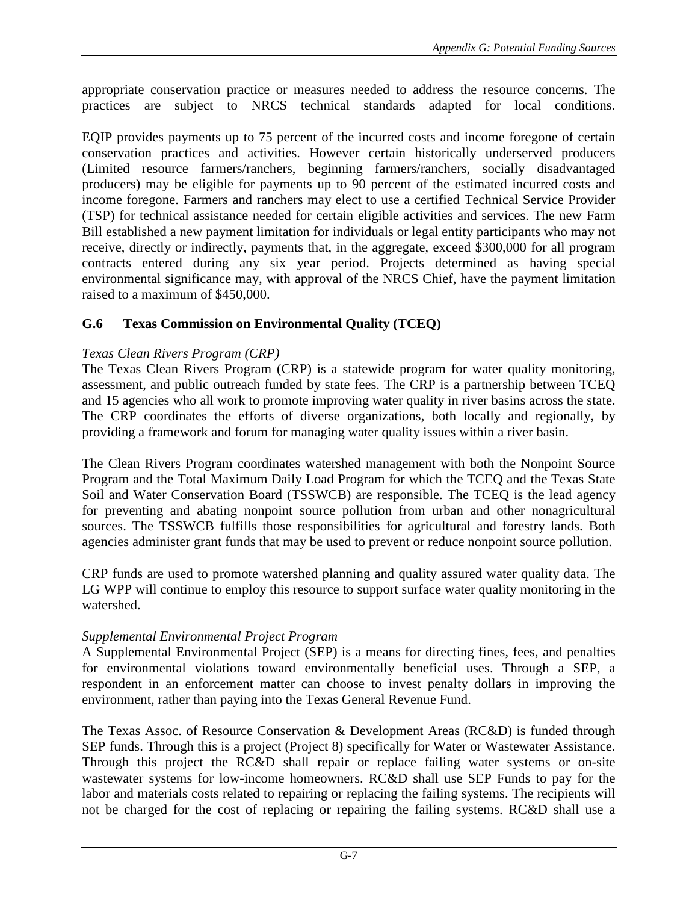appropriate conservation practice or measures needed to address the resource concerns. The practices are subject to NRCS technical standards adapted for local conditions.

EQIP provides payments up to 75 percent of the incurred costs and income foregone of certain conservation practices and activities. However certain historically underserved producers (Limited resource farmers/ranchers, beginning farmers/ranchers, socially disadvantaged producers) may be eligible for payments up to 90 percent of the estimated incurred costs and income foregone. Farmers and ranchers may elect to use a certified Technical Service Provider (TSP) for technical assistance needed for certain eligible activities and services. The new Farm Bill established a new payment limitation for individuals or legal entity participants who may not receive, directly or indirectly, payments that, in the aggregate, exceed $300,000 for all program contracts entered during any six year period. Projects determined as having special environmental significance may, with approval of the NRCS Chief, have the payment limitation raised to a maximum of $450,000.

## G.6 Texas Commission on Environmental Quality (TCEQ)

*Texas Clean Rivers Program (CRP)*

The Texas Clean Rivers Program (CRP) is a statewide program for water quality monitoring, assessment, and public outreach funded by state fees. The CRP is a partnership between TCEQ and 15 agencies who all work to promote improving water quality in river basins across the state. The CRP coordinates the efforts of diverse organizations, both locally and regionally, by providing a framework and forum for managing water quality issues within a river basin.

The Clean Rivers Program coordinates watershed management with both the Nonpoint Source Program and the Total Maximum Daily Load Program for which the TCEQ and the Texas State Soil and Water Conservation Board (TSSWCB) are responsible. The TCEQ is the lead agency for preventing and abating nonpoint source pollution from urban and other nonagricultural sources. The TSSWCB fulfills those responsibilities for agricultural and forestry lands. Both agencies administer grant funds that may be used to prevent or reduce nonpoint source pollution.

CRP funds are used to promote watershed planning and quality assured water quality data. The LG WPP will continue to employ this resource to support surface water quality monitoring in the watershed.

*Supplemental Environmental Project Program*

A Supplemental Environmental Project (SEP) is a means for directing fines, fees, and penalties for environmental violations toward environmentally beneficial uses. Through a SEP, a respondent in an enforcement matter can choose to invest penalty dollars in improving the environment, rather than paying into the Texas General Revenue Fund.

The Texas Assoc. of Resource Conservation & Development Areas (RC&D) is funded through SEP funds. Through this is a project (Project 8) specifically for Water or Wastewater Assistance. Through this project the RC&D shall repair or replace failing water systems or on-site wastewater systems for low-income homeowners. RC&D shall use SEP Funds to pay for the labor and materials costs related to repairing or replacing the failing systems. The recipients will not be charged for the cost of replacing or repairing the failing systems. RC&D shall use a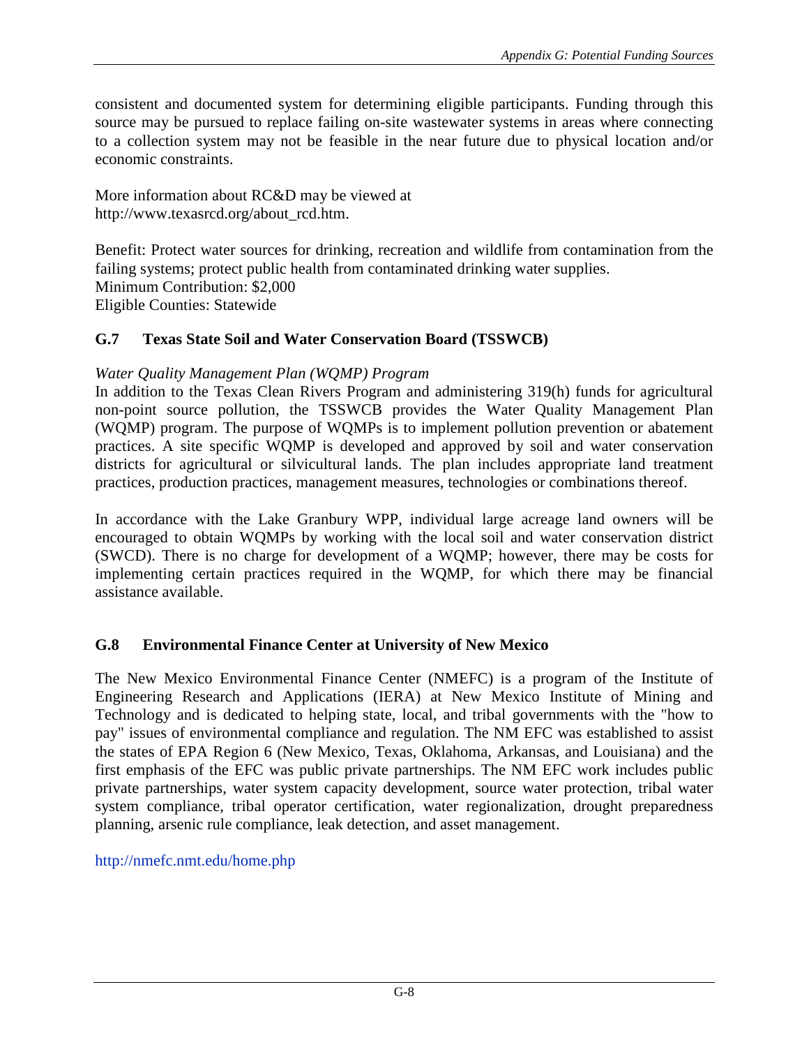consistent and documented system for determining eligible participants. Funding through this source may be pursued to replace failing on-site wastewater systems in areas where connecting to a collection system may not be feasible in the near future due to physical location and/or economic constraints.

More information about RC&D may be viewed at http://www.texasrcd.org/about_rcd.htm.

Benefit: Protect water sources for drinking, recreation and wildlife from contamination from the failing systems; protect public health from contaminated drinking water supplies.
Minimum Contribution: $2,000
Eligible Counties: Statewide

## G.7 Texas State Soil and Water Conservation Board (TSSWCB)

*Water Quality Management Plan (WQMP) Program*

In addition to the Texas Clean Rivers Program and administering 319(h) funds for agricultural non-point source pollution, the TSSWCB provides the Water Quality Management Plan (WQMP) program. The purpose of WQMPs is to implement pollution prevention or abatement practices. A site specific WQMP is developed and approved by soil and water conservation districts for agricultural or silvicultural lands. The plan includes appropriate land treatment practices, production practices, management measures, technologies or combinations thereof.

In accordance with the Lake Granbury WPP, individual large acreage land owners will be encouraged to obtain WQMPs by working with the local soil and water conservation district (SWCD). There is no charge for development of a WQMP; however, there may be costs for implementing certain practices required in the WQMP, for which there may be financial assistance available.

## G.8 Environmental Finance Center at University of New Mexico

The New Mexico Environmental Finance Center (NMEFC) is a program of the Institute of Engineering Research and Applications (IERA) at New Mexico Institute of Mining and Technology and is dedicated to helping state, local, and tribal governments with the "how to pay" issues of environmental compliance and regulation. The NM EFC was established to assist the states of EPA Region 6 (New Mexico, Texas, Oklahoma, Arkansas, and Louisiana) and the first emphasis of the EFC was public private partnerships. The NM EFC work includes public private partnerships, water system capacity development, source water protection, tribal water system compliance, tribal operator certification, water regionalization, drought preparedness planning, arsenic rule compliance, leak detection, and asset management.

http://nmefc.nmt.edu/home.php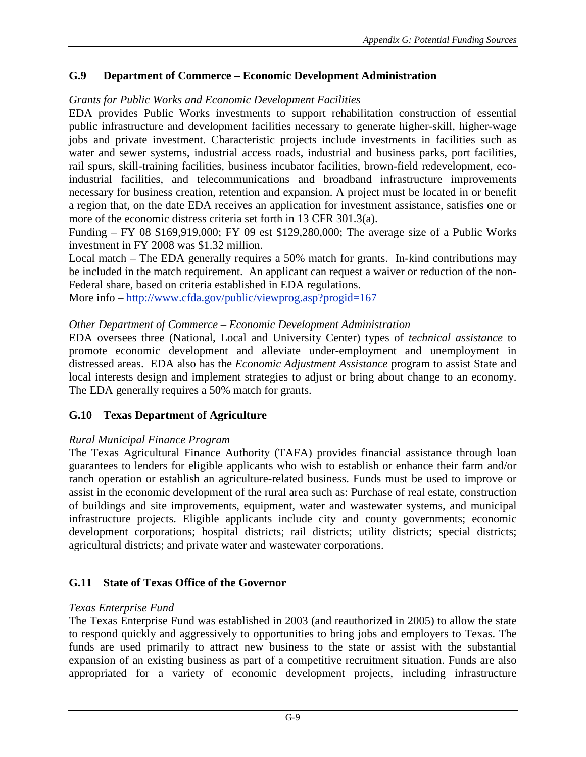## G.9 Department of Commerce – Economic Development Administration

*Grants for Public Works and Economic Development Facilities*

EDA provides Public Works investments to support rehabilitation construction of essential public infrastructure and development facilities necessary to generate higher-skill, higher-wage jobs and private investment. Characteristic projects include investments in facilities such as water and sewer systems, industrial access roads, industrial and business parks, port facilities, rail spurs, skill-training facilities, business incubator facilities, brown-field redevelopment, eco-industrial facilities, and telecommunications and broadband infrastructure improvements necessary for business creation, retention and expansion. A project must be located in or benefit a region that, on the date EDA receives an application for investment assistance, satisfies one or more of the economic distress criteria set forth in 13 CFR 301.3(a).

Funding – FY 08 $169,919,000; FY 09 est $129,280,000; The average size of a Public Works investment in FY 2008 was $1.32 million.

Local match – The EDA generally requires a 50% match for grants. In-kind contributions may be included in the match requirement. An applicant can request a waiver or reduction of the non-Federal share, based on criteria established in EDA regulations.

More info – http://www.cfda.gov/public/viewprog.asp?progid=167

*Other Department of Commerce – Economic Development Administration*

EDA oversees three (National, Local and University Center) types of *technical assistance* to promote economic development and alleviate under-employment and unemployment in distressed areas. EDA also has the *Economic Adjustment Assistance* program to assist State and local interests design and implement strategies to adjust or bring about change to an economy. The EDA generally requires a 50% match for grants.

## G.10 Texas Department of Agriculture

*Rural Municipal Finance Program*

The Texas Agricultural Finance Authority (TAFA) provides financial assistance through loan guarantees to lenders for eligible applicants who wish to establish or enhance their farm and/or ranch operation or establish an agriculture-related business. Funds must be used to improve or assist in the economic development of the rural area such as: Purchase of real estate, construction of buildings and site improvements, equipment, water and wastewater systems, and municipal infrastructure projects. Eligible applicants include city and county governments; economic development corporations; hospital districts; rail districts; utility districts; special districts; agricultural districts; and private water and wastewater corporations.

## G.11 State of Texas Office of the Governor

*Texas Enterprise Fund*

The Texas Enterprise Fund was established in 2003 (and reauthorized in 2005) to allow the state to respond quickly and aggressively to opportunities to bring jobs and employers to Texas. The funds are used primarily to attract new business to the state or assist with the substantial expansion of an existing business as part of a competitive recruitment situation. Funds are also appropriated for a variety of economic development projects, including infrastructure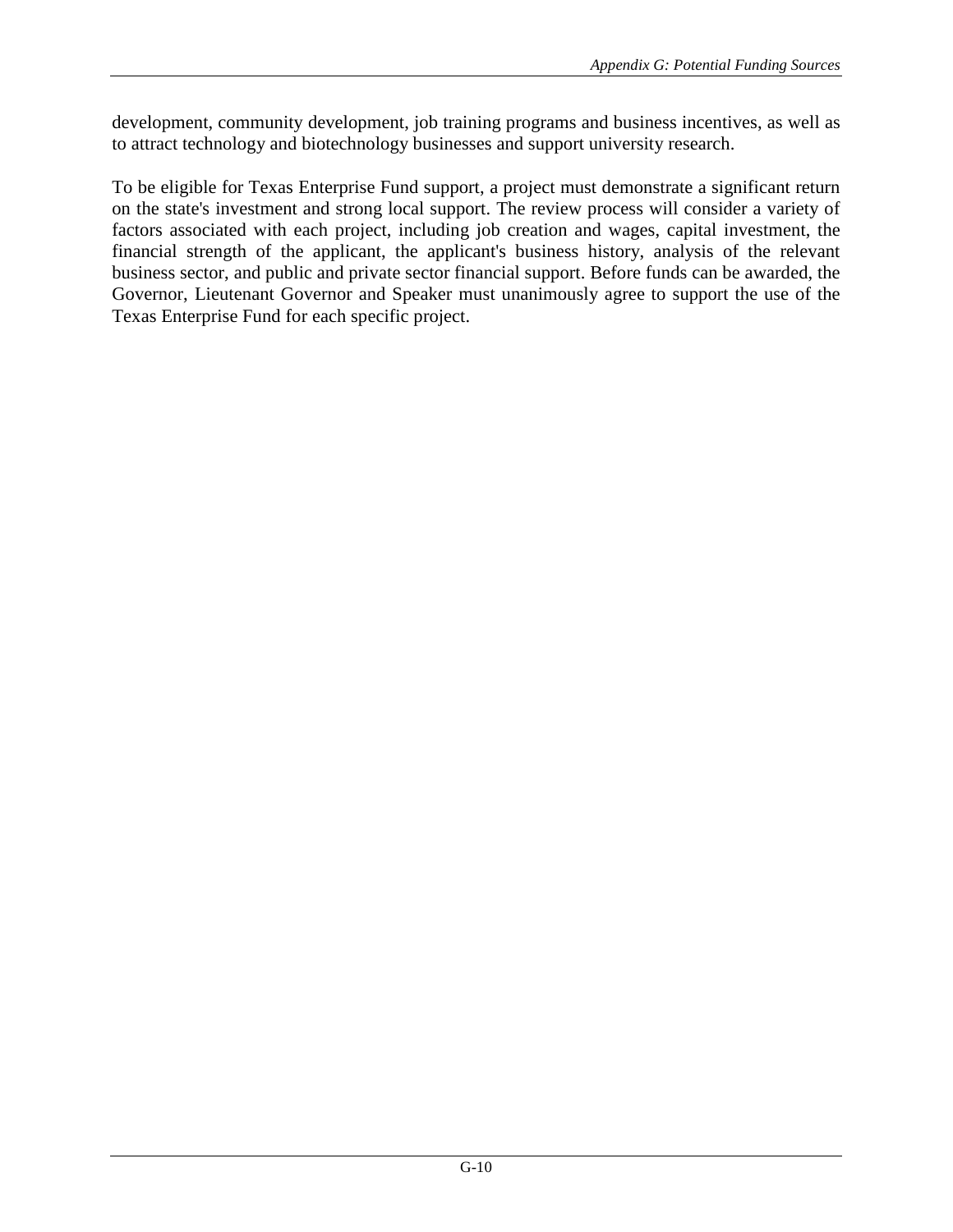development, community development, job training programs and business incentives, as well as to attract technology and biotechnology businesses and support university research.

To be eligible for Texas Enterprise Fund support, a project must demonstrate a significant return on the state's investment and strong local support. The review process will consider a variety of factors associated with each project, including job creation and wages, capital investment, the financial strength of the applicant, the applicant's business history, analysis of the relevant business sector, and public and private sector financial support. Before funds can be awarded, the Governor, Lieutenant Governor and Speaker must unanimously agree to support the use of the Texas Enterprise Fund for each specific project.